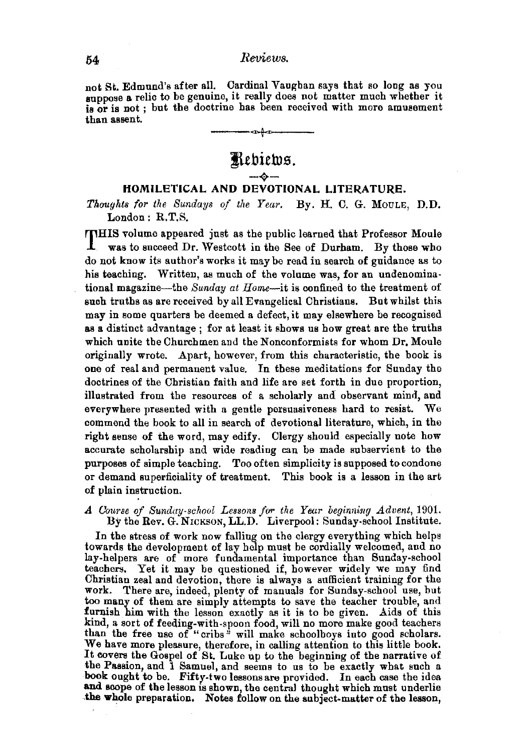not St. Edmund's after all. Cardinal Vaughan says that so long as you suppose a relic to be genuine, it really does not matter much whether it is or is not; but the doctrine has been received with more amusement than assent.

---

# Reviews.

## HOMILETICAL AND DEVOTIONAL LITERATURE.

*Thoughts for the Sundays of the Year.* By. H. C. G. MOULE, D.D. London: R.T.S.

THIS volume appeared just as the public learned that Professor Moule was to succeed Dr. Westcott in the See of Durham. By those who do not know its author's works it may be read in search of guidance as to his teaching. Written, as much of the volume was, for an undenominational magazine—the *Sunday at Home*—it is confined to the treatment of such truths as are received by all Evangelical Christians. But whilst this may in some quarters be deemed a defect, it may elsewhere be recognised as a distinct advantage; for at least it shows us how great are the truths which unite the Churchmen and the Nonconformists for whom Dr. Moule originally wrote. Apart, however, from this characteristic, the book is one of real and permanent value. In these meditations for Sunday the doctrines of the Christian faith and life are set forth in due proportion, illustrated from the resources of a scholarly and observant mind, and everywhere presented with a gentle persuasiveness hard to resist. We commend the book to all in search of devotional literature, which, in the right sense of the word, may edify. Clergy should especially note how accurate scholarship and wide reading can be made subservient to the purposes of simple teaching. Too often simplicity is supposed to condone or demand superficiality of treatment. This book is a lesson in the art of plain instruction.

*A Course of Sunday-school Lessons for the Year beginning Advent,* 1901. By the Rev. G. NICKSON, LL.D. Liverpool: Sunday-school Institute.

In the stress of work now falling on the clergy everything which helps towards the development of lay help must be cordially welcomed, and no lay-helpers are of more fundamental importance than Sunday-school teachers. Yet it may be questioned if, however widely we may find Christian zeal and devotion, there is always a sufficient training for the work. There are, indeed, plenty of manuals for Sunday-school use, but too many of them are simply attempts to save the teacher trouble, and furnish him with the lesson exactly as it is to be given. Aids of this kind, a sort of feeding-with-spoon food, will no more make good teachers than the free use of "cribs" will make schoolboys into good scholars. We have more pleasure, therefore, in calling attention to this little book. It covers the Gospel of St. Luke up to the beginning of the narrative of the Passion, and 1 Samuel, and seems to us to be exactly what such a book ought to be. Fifty-two lessons are provided. In each case the idea and scope of the lesson is shown, the central thought which must underlie the whole preparation. Notes follow on the subject-matter of the lesson,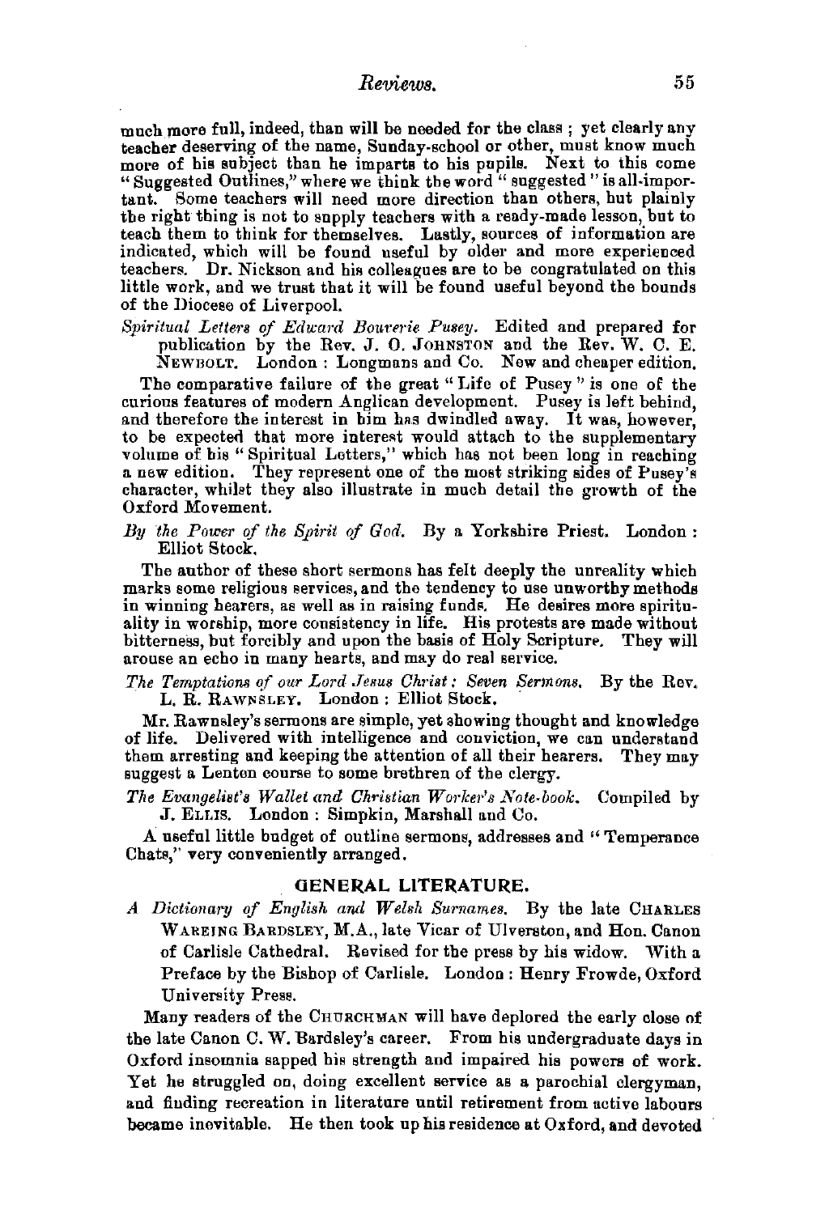much more full, indeed, than will be needed for the class; yet clearly any teacher deserving of the name, Sunday-school or other, must know much more of his subject than he imparts to his pupils. Next to this come "Suggested Outlines," where we think the word "suggested" is all-important. Some teachers will need more direction than others, but plainly the right thing is not to supply teachers with a ready-made lesson, but to teach them to think for themselves. Lastly, sources of information are indicated, which will be found useful by older and more experienced teachers. Dr. Nickson and his colleagues are to be congratulated on this little work, and we trust that it will be found useful beyond the bounds of the Diocese of Liverpool.

*Spiritual Letters of Edward Bouverie Pusey.* Edited and prepared for publication by the Rev. J. O. Johnston and the Rev. W. C. E. Newbolt. London: Longmans and Co. New and cheaper edition.

The comparative failure of the great "Life of Pusey" is one of the curious features of modern Anglican development. Pusey is left behind, and therefore the interest in him has dwindled away. It was, however, to be expected that more interest would attach to the supplementary volume of his "Spiritual Letters," which has not been long in reaching a new edition. They represent one of the most striking sides of Pusey's character, whilst they also illustrate in much detail the growth of the Oxford Movement.

*By the Power of the Spirit of God.* By a Yorkshire Priest. London: Elliot Stock.

The author of these short sermons has felt deeply the unreality which marks some religious services, and the tendency to use unworthy methods in winning hearers, as well as in raising funds. He desires more spirituality in worship, more consistency in life. His protests are made without bitterness, but forcibly and upon the basis of Holy Scripture. They will arouse an echo in many hearts, and may do real service.

*The Temptations of our Lord Jesus Christ: Seven Sermons.* By the Rev. L. R. Rawnsley. London: Elliot Stock.

Mr. Rawnsley's sermons are simple, yet showing thought and knowledge of life. Delivered with intelligence and conviction, we can understand them arresting and keeping the attention of all their hearers. They may suggest a Lenten course to some brethren of the clergy.

*The Evangelist's Wallet and Christian Worker's Note-book.* Compiled by J. Ellis. London: Simpkin, Marshall and Co.

A useful little budget of outline sermons, addresses and "Temperance Chats," very conveniently arranged.

## GENERAL LITERATURE.

*A Dictionary of English and Welsh Surnames.* By the late Charles Wareing Bardsley, M.A., late Vicar of Ulverston, and Hon. Canon of Carlisle Cathedral. Revised for the press by his widow. With a Preface by the Bishop of Carlisle. London: Henry Frowde, Oxford University Press.

Many readers of the Churchman will have deplored the early close of the late Canon C. W. Bardsley's career. From his undergraduate days in Oxford insomnia sapped his strength and impaired his powers of work. Yet he struggled on, doing excellent service as a parochial clergyman, and finding recreation in literature until retirement from active labours became inevitable. He then took up his residence at Oxford, and devoted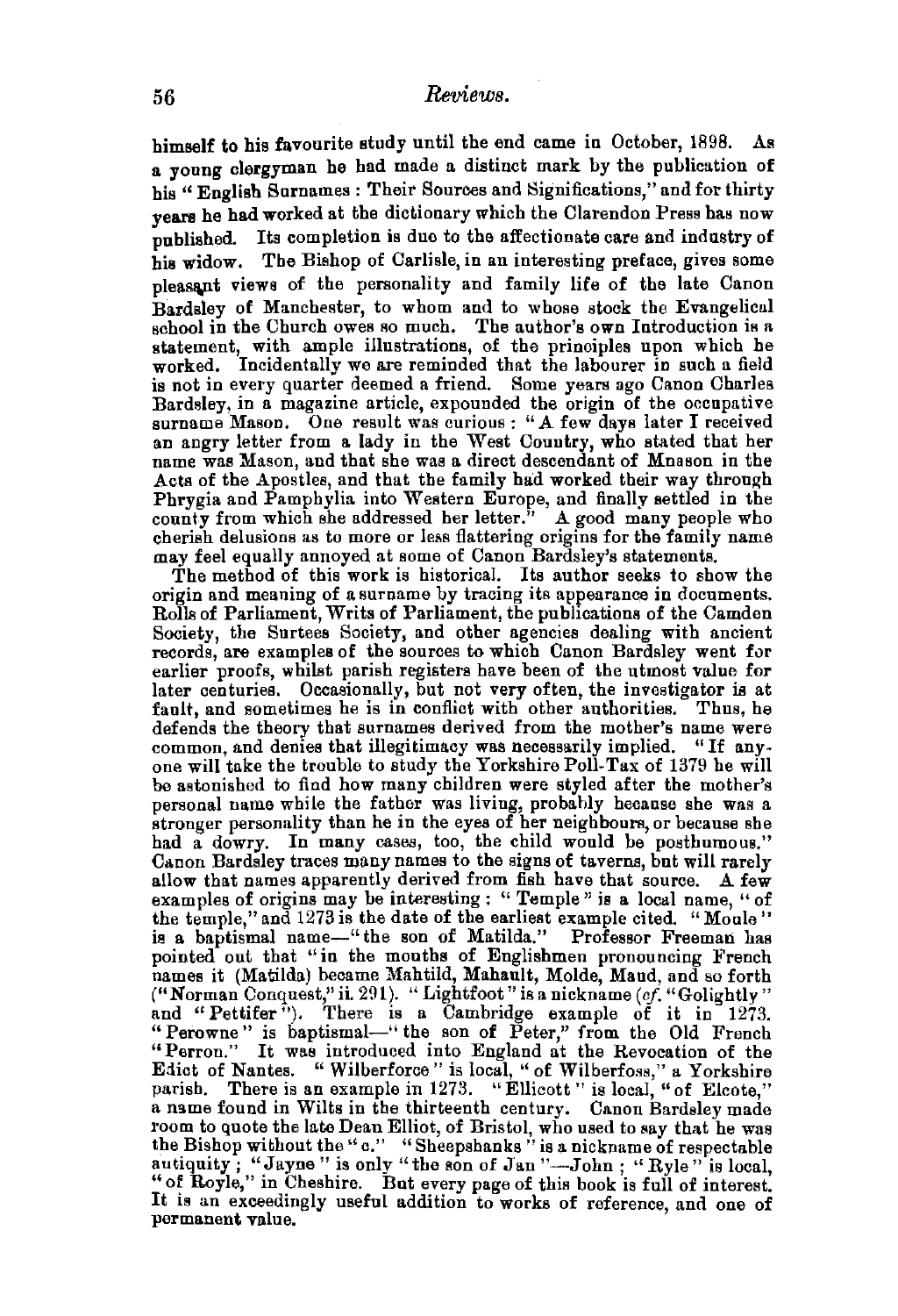himself to his favourite study until the end came in October, 1898. As a young clergyman he had made a distinct mark by the publication of his "English Surnames: Their Sources and Significations," and for thirty years he had worked at the dictionary which the Clarendon Press has now published. Its completion is due to the affectionate care and industry of his widow. The Bishop of Carlisle, in an interesting preface, gives some pleasant views of the personality and family life of the late Canon Bardsley of Manchester, to whom and to whose stock the Evangelical school in the Church owes so much. The author's own Introduction is a statement, with ample illustrations, of the principles upon which he worked. Incidentally we are reminded that the labourer in such a field is not in every quarter deemed a friend. Some years ago Canon Charles Bardsley, in a magazine article, expounded the origin of the occupative surname Mason. One result was curious: "A few days later I received an angry letter from a lady in the West Country, who stated that her name was Mason, and that she was a direct descendant of Mnason in the Acts of the Apostles, and that the family had worked their way through Phrygia and Pamphylia into Western Europe, and finally settled in the county from which she addressed her letter." A good many people who cherish delusions as to more or less flattering origins for the family name may feel equally annoyed at some of Canon Bardsley's statements.

The method of this work is historical. Its author seeks to show the origin and meaning of a surname by tracing its appearance in documents. Rolls of Parliament, Writs of Parliament, the publications of the Camden Society, the Surtees Society, and other agencies dealing with ancient records, are examples of the sources to which Canon Bardsley went for earlier proofs, whilst parish registers have been of the utmost value for later centuries. Occasionally, but not very often, the investigator is at fault, and sometimes he is in conflict with other authorities. Thus, he defends the theory that surnames derived from the mother's name were common, and denies that illegitimacy was necessarily implied. "If any-one will take the trouble to study the Yorkshire Poll-Tax of 1379 he will be astonished to find how many children were styled after the mother's personal name while the father was living, probably because she was a stronger personality than he in the eyes of her neighbours, or because she had a dowry. In many cases, too, the child would be posthumous." Canon Bardsley traces many names to the signs of taverns, but will rarely allow that names apparently derived from fish have that source. A few examples of origins may be interesting: "Temple" is a local name, "of the temple," and 1273 is the date of the earliest example cited. "Moule" is a baptismal name—"the son of Matilda." Professor Freeman has pointed out that "in the mouths of Englishmen pronouncing French names it (Matilda) became Mahtild, Mahault, Molde, Maud, and so forth ("Norman Conquest," ii. 291). "Lightfoot" is a nickname (*cf.* "Golightly" and "Pettifer"). There is a Cambridge example of it in 1273. "Perowne" is baptismal—"the son of Peter," from the Old French "Perron." It was introduced into England at the Revocation of the Edict of Nantes. "Wilberforce" is local, "of Wilberfoss," a Yorkshire parish. There is an example in 1273. "Ellicott" is local, "of Elcote," a name found in Wilts in the thirteenth century. Canon Bardsley made room to quote the late Dean Elliot, of Bristol, who used to say that he was the Bishop without the "c." "Sheepshanks" is a nickname of respectable antiquity; "Jayne" is only "the son of Jan"—John; "Ryle" is local, "of Royle," in Cheshire. But every page of this book is full of interest. It is an exceedingly useful addition to works of reference, and one of permanent value.